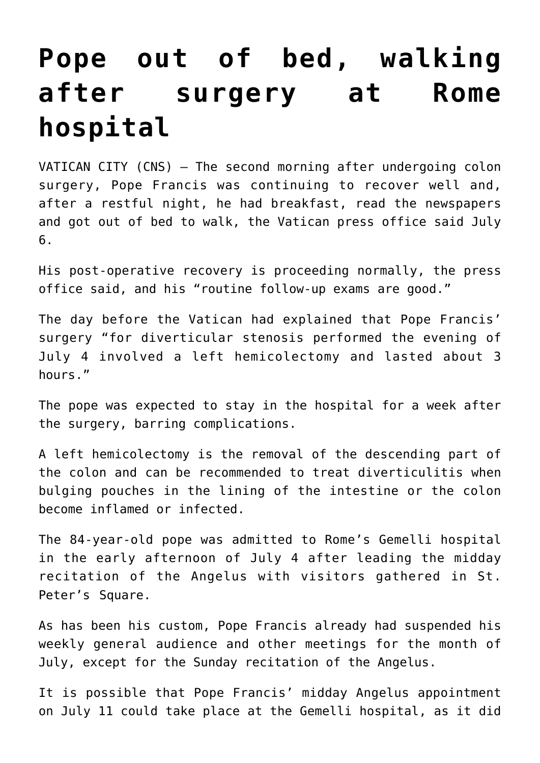# Pope out of bed, walking after surgery at Rome hospital

VATICAN CITY (CNS) — The second morning after undergoing colon surgery, Pope Francis was continuing to recover well and, after a restful night, he had breakfast, read the newspapers and got out of bed to walk, the Vatican press office said July 6.

His post-operative recovery is proceeding normally, the press office said, and his "routine follow-up exams are good."

The day before the Vatican had explained that Pope Francis' surgery "for diverticular stenosis performed the evening of July 4 involved a left hemicolectomy and lasted about 3 hours."

The pope was expected to stay in the hospital for a week after the surgery, barring complications.

A left hemicolectomy is the removal of the descending part of the colon and can be recommended to treat diverticulitis when bulging pouches in the lining of the intestine or the colon become inflamed or infected.

The 84-year-old pope was admitted to Rome's Gemelli hospital in the early afternoon of July 4 after leading the midday recitation of the Angelus with visitors gathered in St. Peter's Square.

As has been his custom, Pope Francis already had suspended his weekly general audience and other meetings for the month of July, except for the Sunday recitation of the Angelus.

It is possible that Pope Francis' midday Angelus appointment on July 11 could take place at the Gemelli hospital, as it did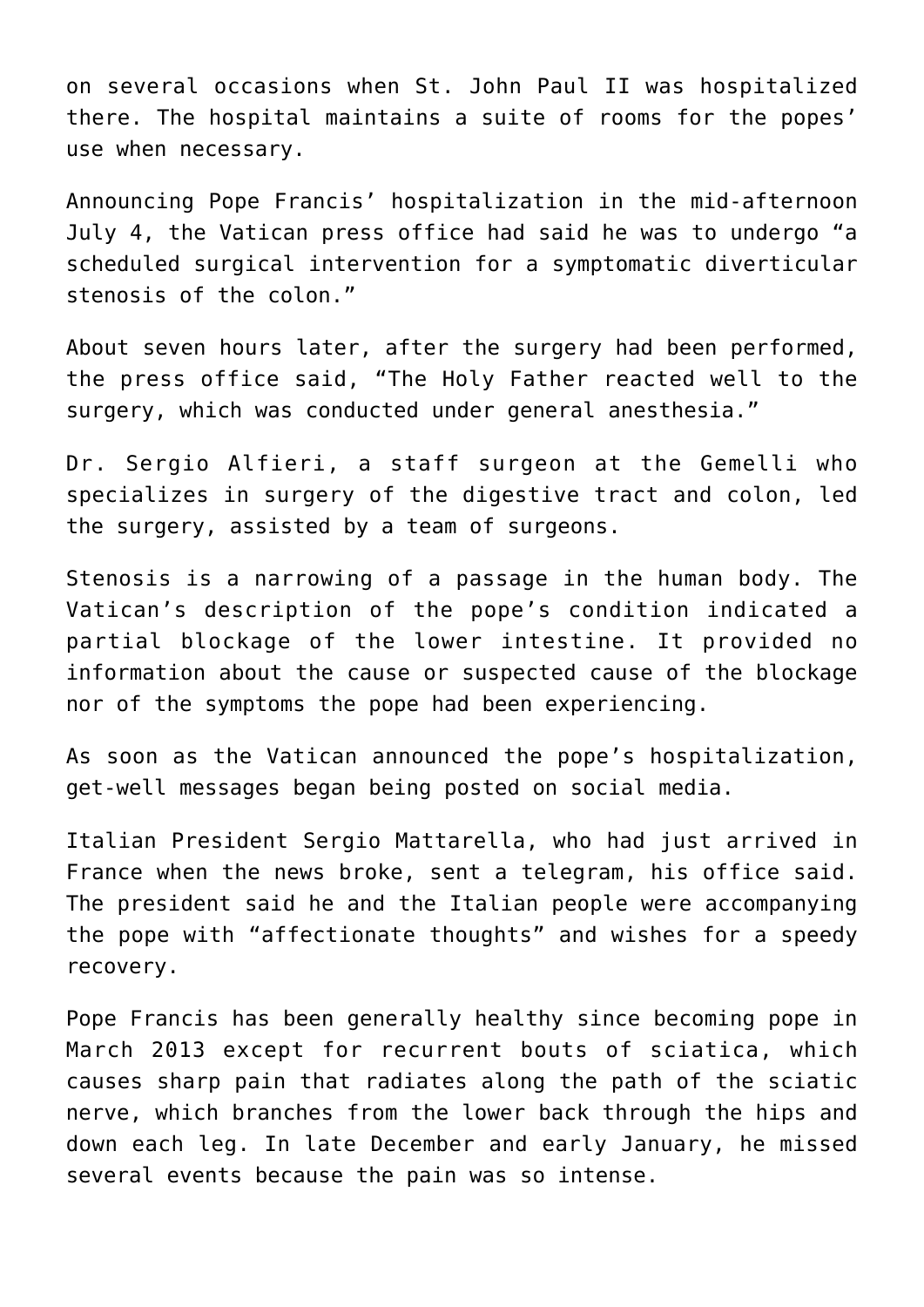on several occasions when St. John Paul II was hospitalized there. The hospital maintains a suite of rooms for the popes' use when necessary.

Announcing Pope Francis' hospitalization in the mid-afternoon July 4, the Vatican press office had said he was to undergo "a scheduled surgical intervention for a symptomatic diverticular stenosis of the colon."

About seven hours later, after the surgery had been performed, the press office said, "The Holy Father reacted well to the surgery, which was conducted under general anesthesia."

Dr. Sergio Alfieri, a staff surgeon at the Gemelli who specializes in surgery of the digestive tract and colon, led the surgery, assisted by a team of surgeons.

Stenosis is a narrowing of a passage in the human body. The Vatican's description of the pope's condition indicated a partial blockage of the lower intestine. It provided no information about the cause or suspected cause of the blockage nor of the symptoms the pope had been experiencing.

As soon as the Vatican announced the pope's hospitalization, get-well messages began being posted on social media.

Italian President Sergio Mattarella, who had just arrived in France when the news broke, sent a telegram, his office said. The president said he and the Italian people were accompanying the pope with "affectionate thoughts" and wishes for a speedy recovery.

Pope Francis has been generally healthy since becoming pope in March 2013 except for recurrent bouts of sciatica, which causes sharp pain that radiates along the path of the sciatic nerve, which branches from the lower back through the hips and down each leg. In late December and early January, he missed several events because the pain was so intense.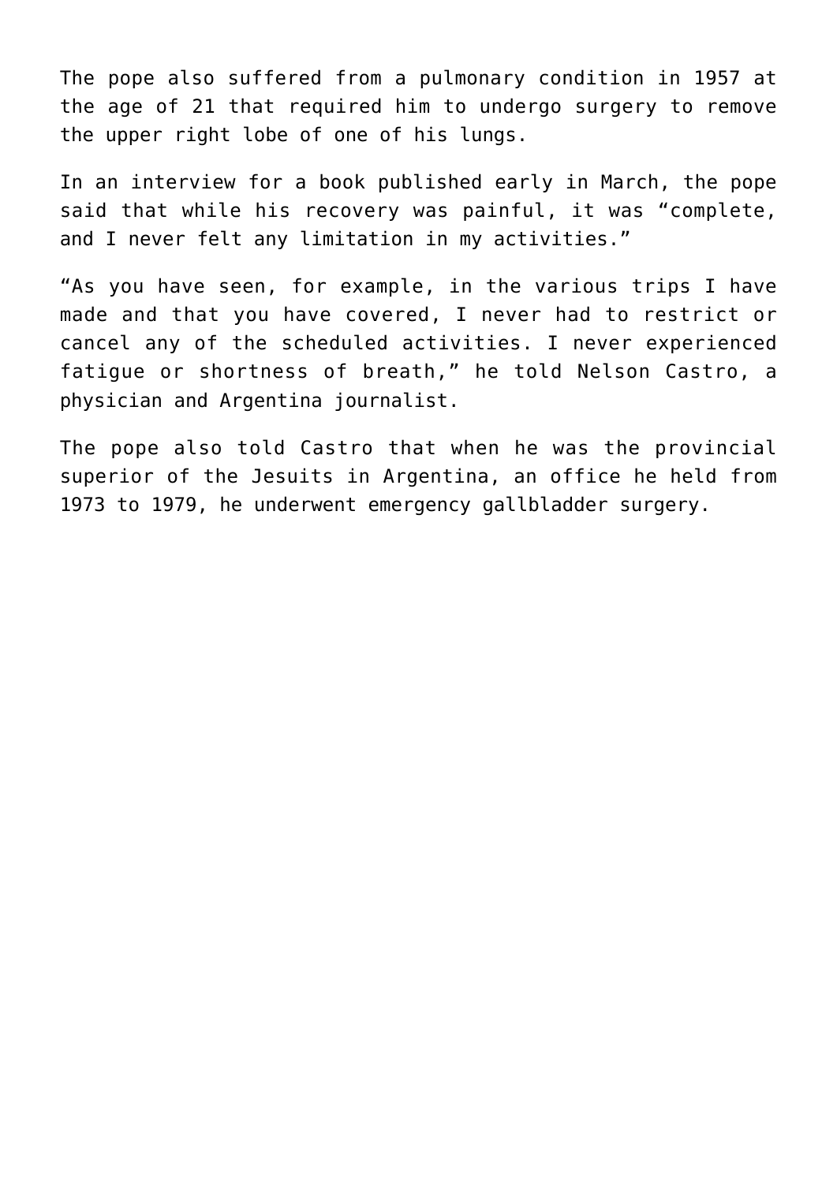The pope also suffered from a pulmonary condition in 1957 at the age of 21 that required him to undergo surgery to remove the upper right lobe of one of his lungs.

In an interview for a book published early in March, the pope said that while his recovery was painful, it was "complete, and I never felt any limitation in my activities."

"As you have seen, for example, in the various trips I have made and that you have covered, I never had to restrict or cancel any of the scheduled activities. I never experienced fatigue or shortness of breath," he told Nelson Castro, a physician and Argentina journalist.

The pope also told Castro that when he was the provincial superior of the Jesuits in Argentina, an office he held from 1973 to 1979, he underwent emergency gallbladder surgery.